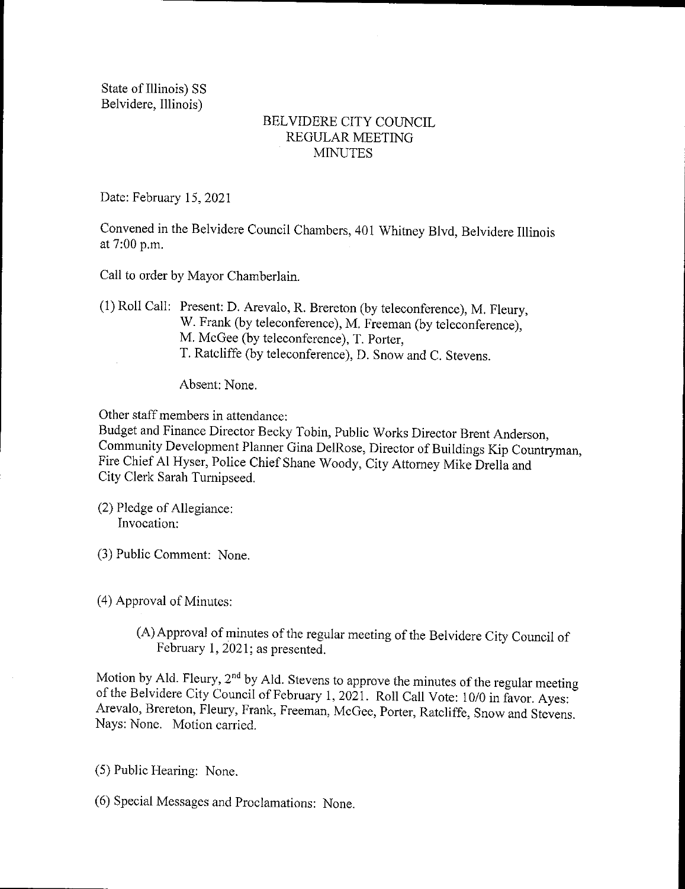State of Illinois) SS
Belvidere, Illinois)

# BELVIDERE CITY COUNCIL
## REGULAR MEETING
## MINUTES

Date: February 15, 2021

Convened in the Belvidere Council Chambers, 401 Whitney Blvd, Belvidere Illinois at 7:00 p.m.

Call to order by Mayor Chamberlain.

(1) Roll Call: Present: D. Arevalo, R. Brereton (by teleconference), M. Fleury, W. Frank (by teleconference), M. Freeman (by teleconference), M. McGee (by teleconference), T. Porter, T. Ratcliffe (by teleconference), D. Snow and C. Stevens.

Absent: None.

Other staff members in attendance:
Budget and Finance Director Becky Tobin, Public Works Director Brent Anderson, Community Development Planner Gina DelRose, Director of Buildings Kip Countryman, Fire Chief Al Hyser, Police Chief Shane Woody, City Attorney Mike Drella and City Clerk Sarah Turnipseed.

(2) Pledge of Allegiance:
Invocation:

(3) Public Comment: None.

(4) Approval of Minutes:

(A) Approval of minutes of the regular meeting of the Belvidere City Council of February 1, 2021; as presented.

Motion by Ald. Fleury, 2nd by Ald. Stevens to approve the minutes of the regular meeting of the Belvidere City Council of February 1, 2021. Roll Call Vote: 10/0 in favor. Ayes: Arevalo, Brereton, Fleury, Frank, Freeman, McGee, Porter, Ratcliffe, Snow and Stevens. Nays: None. Motion carried.

(5) Public Hearing: None.

(6) Special Messages and Proclamations: None.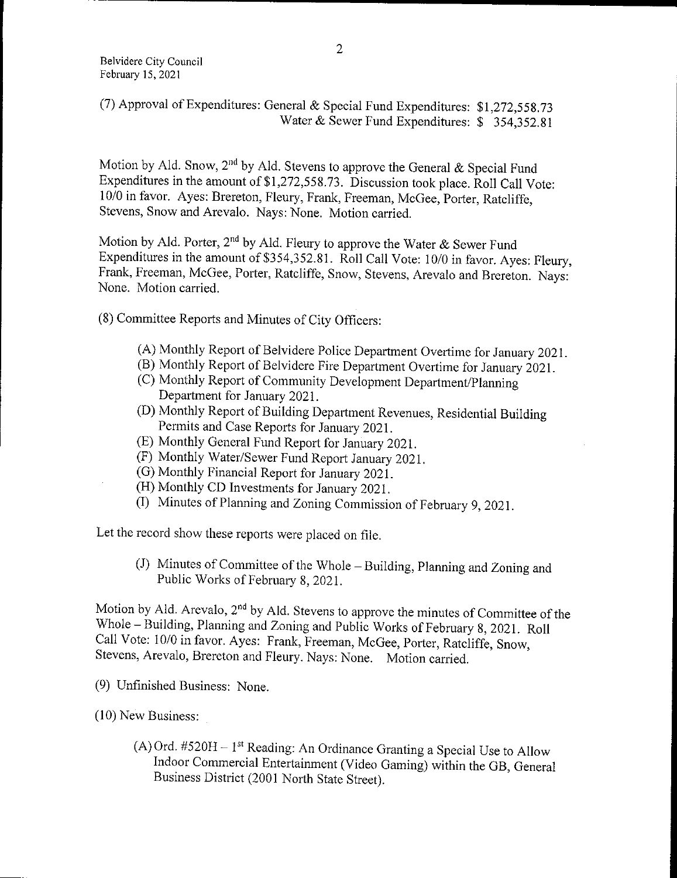(7) Approval of Expenditures: General & Special Fund Expenditures: $1,272,558.73
Water & Sewer Fund Expenditures: $ 354,352.81

Motion by Ald. Snow, 2nd by Ald. Stevens to approve the General & Special Fund Expenditures in the amount of $1,272,558.73. Discussion took place. Roll Call Vote: 10/0 in favor. Ayes: Brereton, Fleury, Frank, Freeman, McGee, Porter, Ratcliffe, Stevens, Snow and Arevalo. Nays: None. Motion carried.

Motion by Ald. Porter, 2nd by Ald. Fleury to approve the Water & Sewer Fund Expenditures in the amount of $354,352.81. Roll Call Vote: 10/0 in favor. Ayes: Fleury, Frank, Freeman, McGee, Porter, Ratcliffe, Snow, Stevens, Arevalo and Brereton. Nays: None. Motion carried.

(8) Committee Reports and Minutes of City Officers:

(A) Monthly Report of Belvidere Police Department Overtime for January 2021.
(B) Monthly Report of Belvidere Fire Department Overtime for January 2021.
(C) Monthly Report of Community Development Department/Planning Department for January 2021.
(D) Monthly Report of Building Department Revenues, Residential Building Permits and Case Reports for January 2021.
(E) Monthly General Fund Report for January 2021.
(F) Monthly Water/Sewer Fund Report January 2021.
(G) Monthly Financial Report for January 2021.
(H) Monthly CD Investments for January 2021.
(I) Minutes of Planning and Zoning Commission of February 9, 2021.

Let the record show these reports were placed on file.

(J) Minutes of Committee of the Whole – Building, Planning and Zoning and Public Works of February 8, 2021.

Motion by Ald. Arevalo, 2nd by Ald. Stevens to approve the minutes of Committee of the Whole – Building, Planning and Zoning and Public Works of February 8, 2021. Roll Call Vote: 10/0 in favor. Ayes: Frank, Freeman, McGee, Porter, Ratcliffe, Snow, Stevens, Arevalo, Brereton and Fleury. Nays: None. Motion carried.

(9) Unfinished Business: None.

(10) New Business:

(A) Ord. #520H – 1st Reading: An Ordinance Granting a Special Use to Allow Indoor Commercial Entertainment (Video Gaming) within the GB, General Business District (2001 North State Street).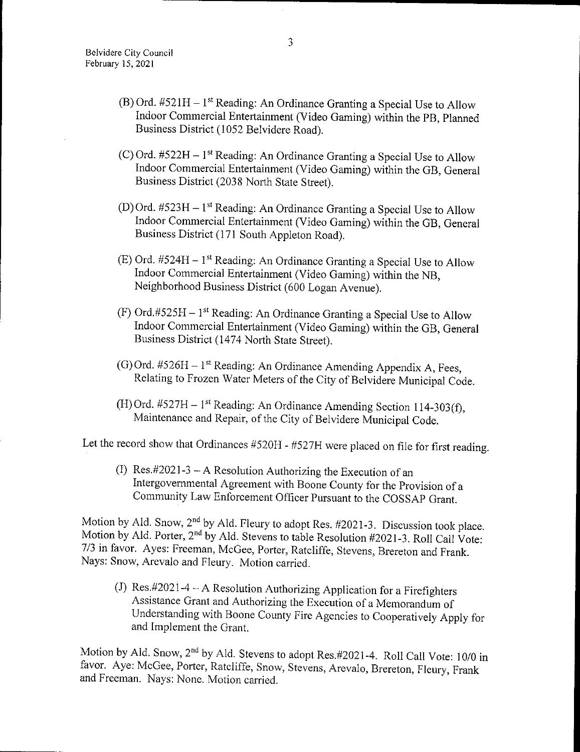(B) Ord. #521H – 1st Reading: An Ordinance Granting a Special Use to Allow Indoor Commercial Entertainment (Video Gaming) within the PB, Planned Business District (1052 Belvidere Road).

(C) Ord. #522H – 1st Reading: An Ordinance Granting a Special Use to Allow Indoor Commercial Entertainment (Video Gaming) within the GB, General Business District (2038 North State Street).

(D) Ord. #523H – 1st Reading: An Ordinance Granting a Special Use to Allow Indoor Commercial Entertainment (Video Gaming) within the GB, General Business District (171 South Appleton Road).

(E) Ord. #524H – 1st Reading: An Ordinance Granting a Special Use to Allow Indoor Commercial Entertainment (Video Gaming) within the NB, Neighborhood Business District (600 Logan Avenue).

(F) Ord.#525H – 1st Reading: An Ordinance Granting a Special Use to Allow Indoor Commercial Entertainment (Video Gaming) within the GB, General Business District (1474 North State Street).

(G) Ord. #526H – 1st Reading: An Ordinance Amending Appendix A, Fees, Relating to Frozen Water Meters of the City of Belvidere Municipal Code.

(H) Ord. #527H – 1st Reading: An Ordinance Amending Section 114-303(f), Maintenance and Repair, of the City of Belvidere Municipal Code.

Let the record show that Ordinances #520H - #527H were placed on file for first reading.

(I) Res.#2021-3 – A Resolution Authorizing the Execution of an Intergovernmental Agreement with Boone County for the Provision of a Community Law Enforcement Officer Pursuant to the COSSAP Grant.

Motion by Ald. Snow, 2nd by Ald. Fleury to adopt Res. #2021-3. Discussion took place. Motion by Ald. Porter, 2nd by Ald. Stevens to table Resolution #2021-3. Roll Call Vote: 7/3 in favor. Ayes: Freeman, McGee, Porter, Ratcliffe, Stevens, Brereton and Frank. Nays: Snow, Arevalo and Fleury. Motion carried.

(J) Res.#2021-4 – A Resolution Authorizing Application for a Firefighters Assistance Grant and Authorizing the Execution of a Memorandum of Understanding with Boone County Fire Agencies to Cooperatively Apply for and Implement the Grant.

Motion by Ald. Snow, 2nd by Ald. Stevens to adopt Res.#2021-4. Roll Call Vote: 10/0 in favor. Aye: McGee, Porter, Ratcliffe, Snow, Stevens, Arevalo, Brereton, Fleury, Frank and Freeman. Nays: None. Motion carried.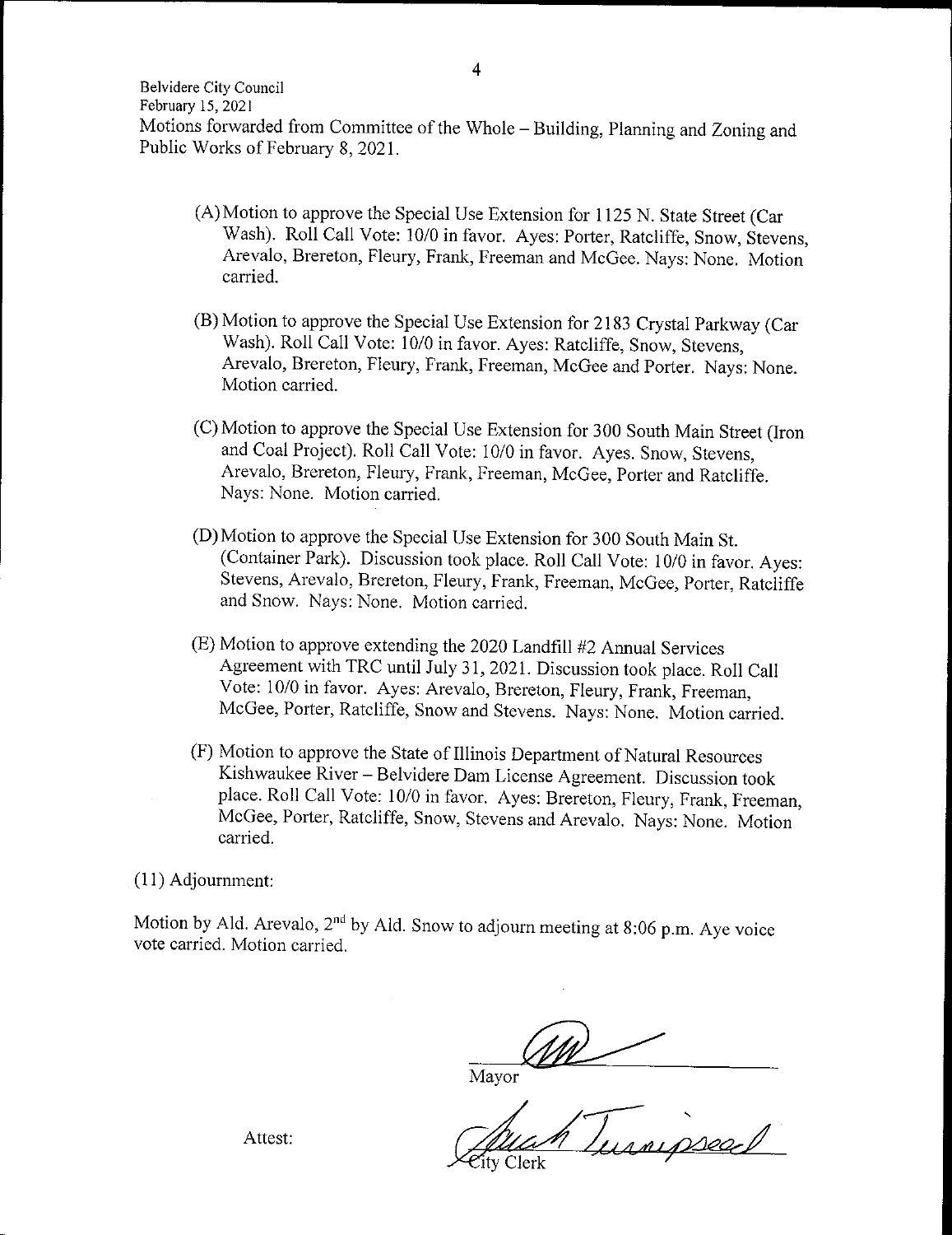Belvidere City Council
February 15, 2021
Motions forwarded from Committee of the Whole – Building, Planning and Zoning and Public Works of February 8, 2021.

(A) Motion to approve the Special Use Extension for 1125 N. State Street (Car Wash). Roll Call Vote: 10/0 in favor. Ayes: Porter, Ratcliffe, Snow, Stevens, Arevalo, Brereton, Fleury, Frank, Freeman and McGee. Nays: None. Motion carried.

(B) Motion to approve the Special Use Extension for 2183 Crystal Parkway (Car Wash). Roll Call Vote: 10/0 in favor. Ayes: Ratcliffe, Snow, Stevens, Arevalo, Brereton, Fleury, Frank, Freeman, McGee and Porter. Nays: None. Motion carried.

(C) Motion to approve the Special Use Extension for 300 South Main Street (Iron and Coal Project). Roll Call Vote: 10/0 in favor. Ayes. Snow, Stevens, Arevalo, Brereton, Fleury, Frank, Freeman, McGee, Porter and Ratcliffe. Nays: None. Motion carried.

(D) Motion to approve the Special Use Extension for 300 South Main St. (Container Park). Discussion took place. Roll Call Vote: 10/0 in favor. Ayes: Stevens, Arevalo, Brereton, Fleury, Frank, Freeman, McGee, Porter, Ratcliffe and Snow. Nays: None. Motion carried.

(E) Motion to approve extending the 2020 Landfill #2 Annual Services Agreement with TRC until July 31, 2021. Discussion took place. Roll Call Vote: 10/0 in favor. Ayes: Arevalo, Brereton, Fleury, Frank, Freeman, McGee, Porter, Ratcliffe, Snow and Stevens. Nays: None. Motion carried.

(F) Motion to approve the State of Illinois Department of Natural Resources Kishwaukee River – Belvidere Dam License Agreement. Discussion took place. Roll Call Vote: 10/0 in favor. Ayes: Brereton, Fleury, Frank, Freeman, McGee, Porter, Ratcliffe, Snow, Stevens and Arevalo. Nays: None. Motion carried.

(11) Adjournment:

Motion by Ald. Arevalo, 2nd by Ald. Snow to adjourn meeting at 8:06 p.m. Aye voice vote carried. Motion carried.

Mayor

Attest:

City Clerk